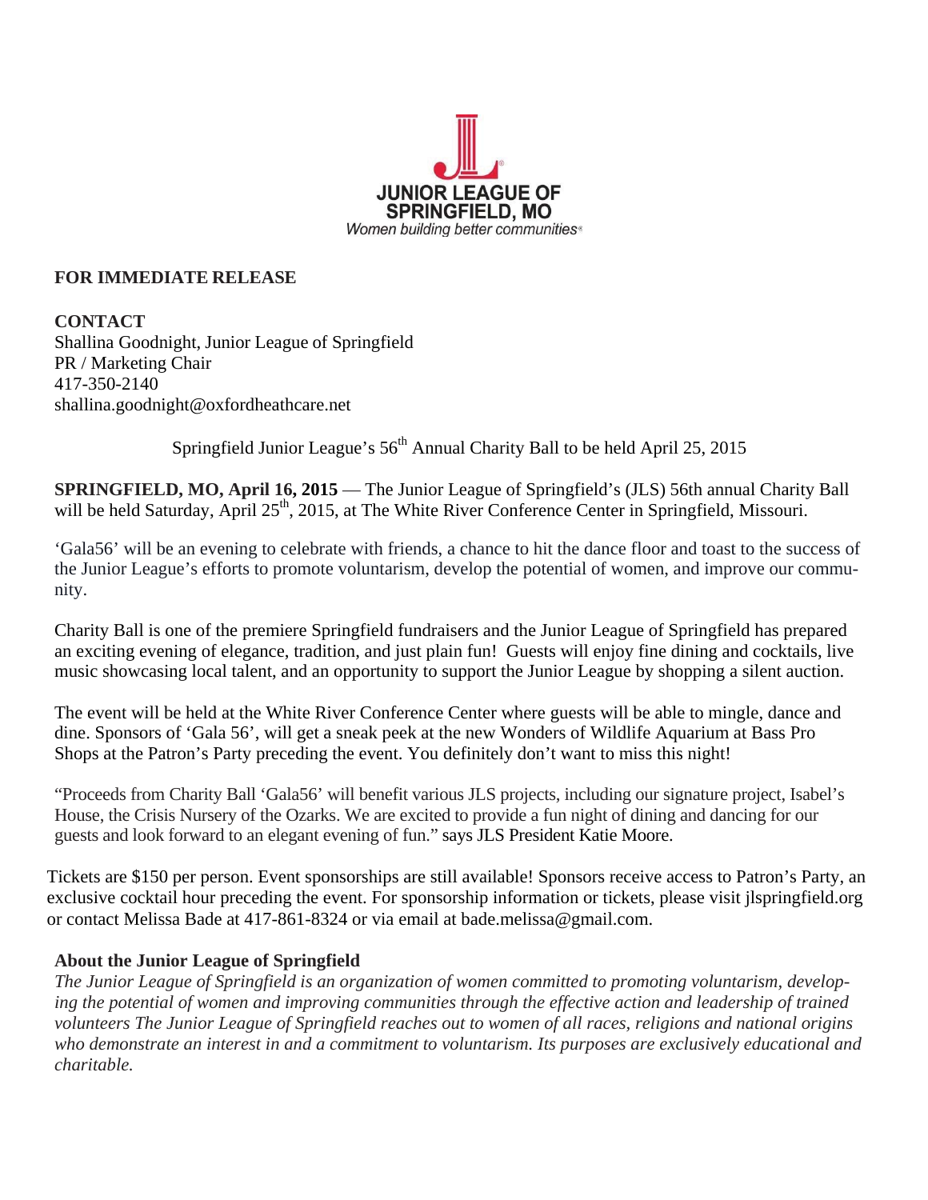**JUNIOR LEAGUE OF SPRINGFIELD, MO**
*Women building better communities*

**FOR IMMEDIATE RELEASE**

**CONTACT**
Shallina Goodnight, Junior League of Springfield
PR / Marketing Chair
417-350-2140
shallina.goodnight@oxfordheathcare.net

Springfield Junior League's 56th Annual Charity Ball to be held April 25, 2015

**SPRINGFIELD, MO, April 16, 2015** — The Junior League of Springfield's (JLS) 56th annual Charity Ball will be held Saturday, April 25th, 2015, at The White River Conference Center in Springfield, Missouri.

'Gala56' will be an evening to celebrate with friends, a chance to hit the dance floor and toast to the success of the Junior League's efforts to promote voluntarism, develop the potential of women, and improve our community.

Charity Ball is one of the premiere Springfield fundraisers and the Junior League of Springfield has prepared an exciting evening of elegance, tradition, and just plain fun! Guests will enjoy fine dining and cocktails, live music showcasing local talent, and an opportunity to support the Junior League by shopping a silent auction.

The event will be held at the White River Conference Center where guests will be able to mingle, dance and dine. Sponsors of 'Gala 56', will get a sneak peek at the new Wonders of Wildlife Aquarium at Bass Pro Shops at the Patron's Party preceding the event. You definitely don't want to miss this night!

"Proceeds from Charity Ball 'Gala56' will benefit various JLS projects, including our signature project, Isabel's House, the Crisis Nursery of the Ozarks. We are excited to provide a fun night of dining and dancing for our guests and look forward to an elegant evening of fun." says JLS President Katie Moore.

Tickets are $150 per person. Event sponsorships are still available! Sponsors receive access to Patron's Party, an exclusive cocktail hour preceding the event. For sponsorship information or tickets, please visit jlspringfield.org or contact Melissa Bade at 417-861-8324 or via email at bade.melissa@gmail.com.

**About the Junior League of Springfield**

*The Junior League of Springfield is an organization of women committed to promoting voluntarism, developing the potential of women and improving communities through the effective action and leadership of trained volunteers The Junior League of Springfield reaches out to women of all races, religions and national origins who demonstrate an interest in and a commitment to voluntarism. Its purposes are exclusively educational and charitable.*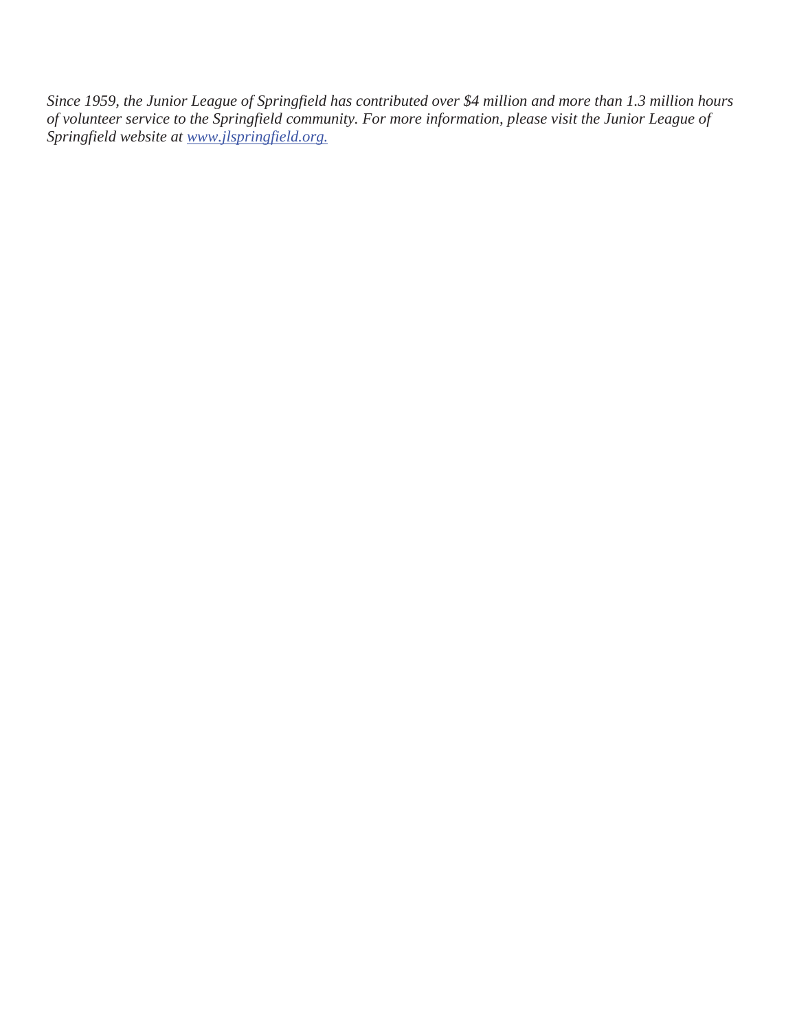*Since 1959, the Junior League of Springfield has contributed over $4 million and more than 1.3 million hours of volunteer service to the Springfield community. For more information, please visit the Junior League of Springfield website at [www.jlspringfield.org.](http://www.jlspringfield.org)*